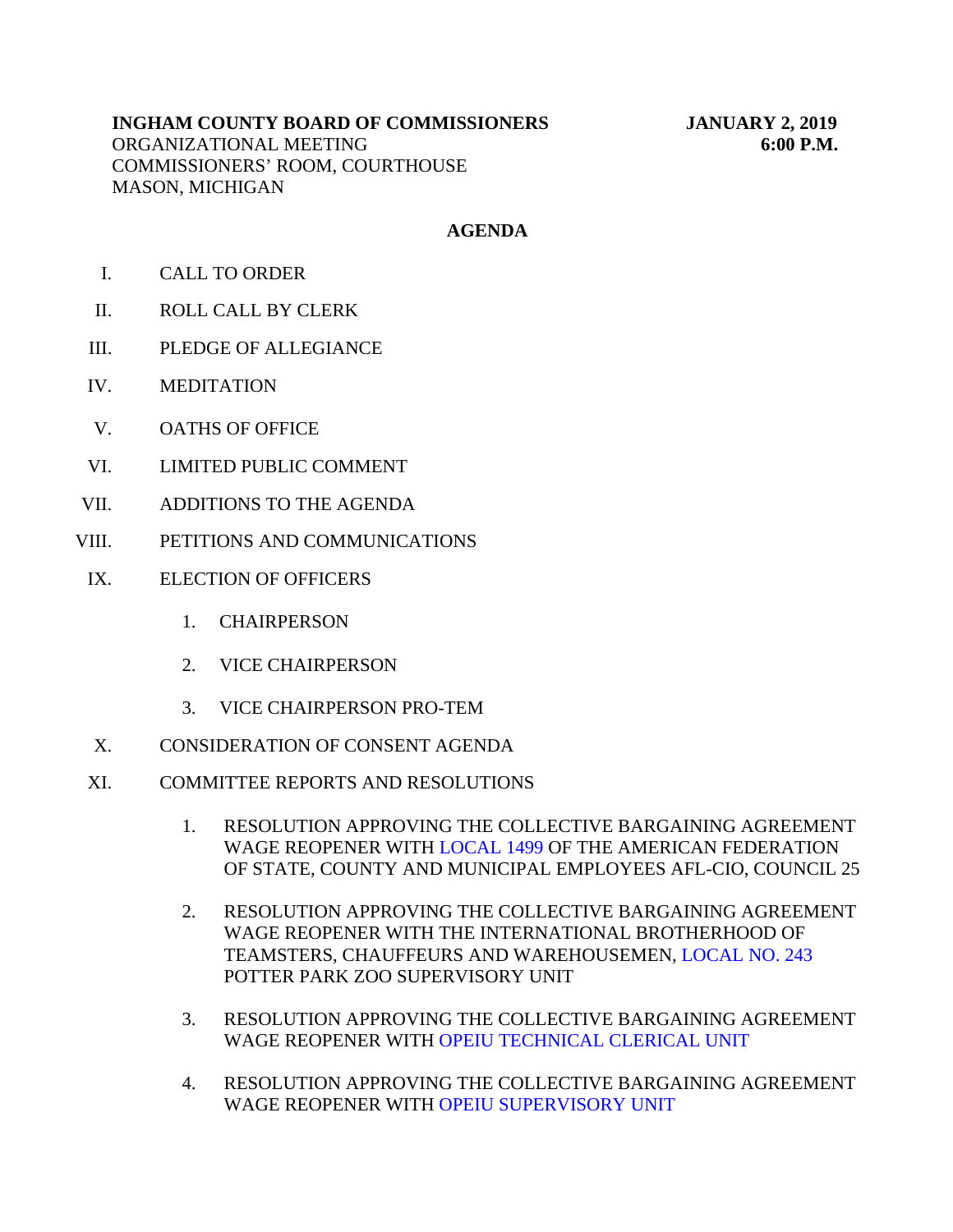**INGHAM COUNTY BOARD OF COMMISSIONERS** **JANUARY 2, 2019**
ORGANIZATIONAL MEETING **6:00 P.M.**
COMMISSIONERS' ROOM, COURTHOUSE
MASON, MICHIGAN

## AGENDA

I. CALL TO ORDER

II. ROLL CALL BY CLERK

III. PLEDGE OF ALLEGIANCE

IV. MEDITATION

V. OATHS OF OFFICE

VI. LIMITED PUBLIC COMMENT

VII. ADDITIONS TO THE AGENDA

VIII. PETITIONS AND COMMUNICATIONS

IX. ELECTION OF OFFICERS

1. CHAIRPERSON

2. VICE CHAIRPERSON

3. VICE CHAIRPERSON PRO-TEM

X. CONSIDERATION OF CONSENT AGENDA

XI. COMMITTEE REPORTS AND RESOLUTIONS

1. RESOLUTION APPROVING THE COLLECTIVE BARGAINING AGREEMENT WAGE REOPENER WITH LOCAL 1499 OF THE AMERICAN FEDERATION OF STATE, COUNTY AND MUNICIPAL EMPLOYEES AFL-CIO, COUNCIL 25

2. RESOLUTION APPROVING THE COLLECTIVE BARGAINING AGREEMENT WAGE REOPENER WITH THE INTERNATIONAL BROTHERHOOD OF TEAMSTERS, CHAUFFEURS AND WAREHOUSEMEN, LOCAL NO. 243 POTTER PARK ZOO SUPERVISORY UNIT

3. RESOLUTION APPROVING THE COLLECTIVE BARGAINING AGREEMENT WAGE REOPENER WITH OPEIU TECHNICAL CLERICAL UNIT

4. RESOLUTION APPROVING THE COLLECTIVE BARGAINING AGREEMENT WAGE REOPENER WITH OPEIU SUPERVISORY UNIT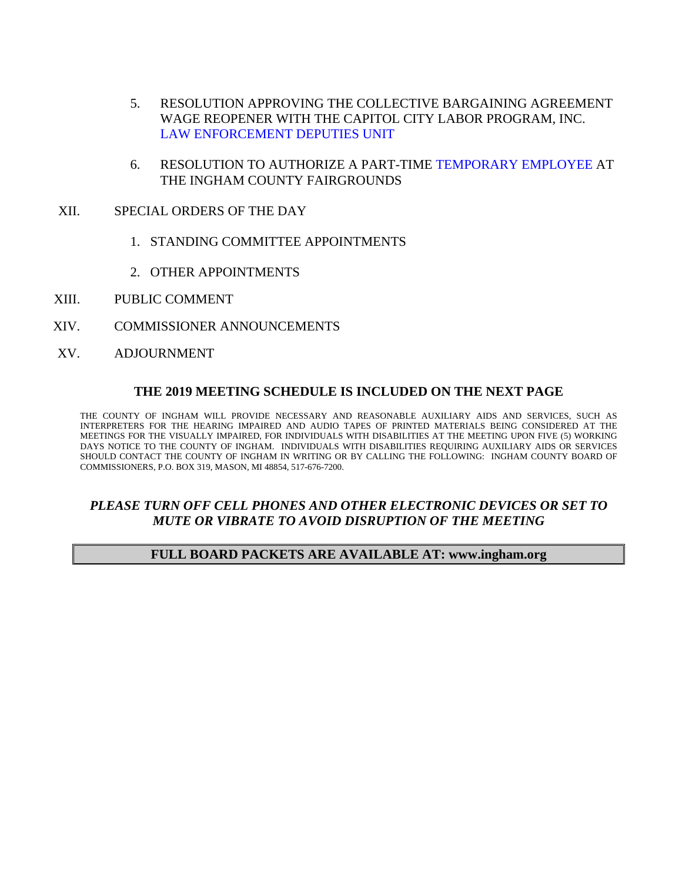5. RESOLUTION APPROVING THE COLLECTIVE BARGAINING AGREEMENT WAGE REOPENER WITH THE CAPITOL CITY LABOR PROGRAM, INC. LAW ENFORCEMENT DEPUTIES UNIT

6. RESOLUTION TO AUTHORIZE A PART-TIME TEMPORARY EMPLOYEE AT THE INGHAM COUNTY FAIRGROUNDS

XII. SPECIAL ORDERS OF THE DAY

1. STANDING COMMITTEE APPOINTMENTS

2. OTHER APPOINTMENTS

XIII. PUBLIC COMMENT

XIV. COMMISSIONER ANNOUNCEMENTS

XV. ADJOURNMENT

**THE 2019 MEETING SCHEDULE IS INCLUDED ON THE NEXT PAGE**

THE COUNTY OF INGHAM WILL PROVIDE NECESSARY AND REASONABLE AUXILIARY AIDS AND SERVICES, SUCH AS INTERPRETERS FOR THE HEARING IMPAIRED AND AUDIO TAPES OF PRINTED MATERIALS BEING CONSIDERED AT THE MEETINGS FOR THE VISUALLY IMPAIRED, FOR INDIVIDUALS WITH DISABILITIES AT THE MEETING UPON FIVE (5) WORKING DAYS NOTICE TO THE COUNTY OF INGHAM. INDIVIDUALS WITH DISABILITIES REQUIRING AUXILIARY AIDS OR SERVICES SHOULD CONTACT THE COUNTY OF INGHAM IN WRITING OR BY CALLING THE FOLLOWING: INGHAM COUNTY BOARD OF COMMISSIONERS, P.O. BOX 319, MASON, MI 48854, 517-676-7200.

***PLEASE TURN OFF CELL PHONES AND OTHER ELECTRONIC DEVICES OR SET TO MUTE OR VIBRATE TO AVOID DISRUPTION OF THE MEETING***

**FULL BOARD PACKETS ARE AVAILABLE AT: www.ingham.org**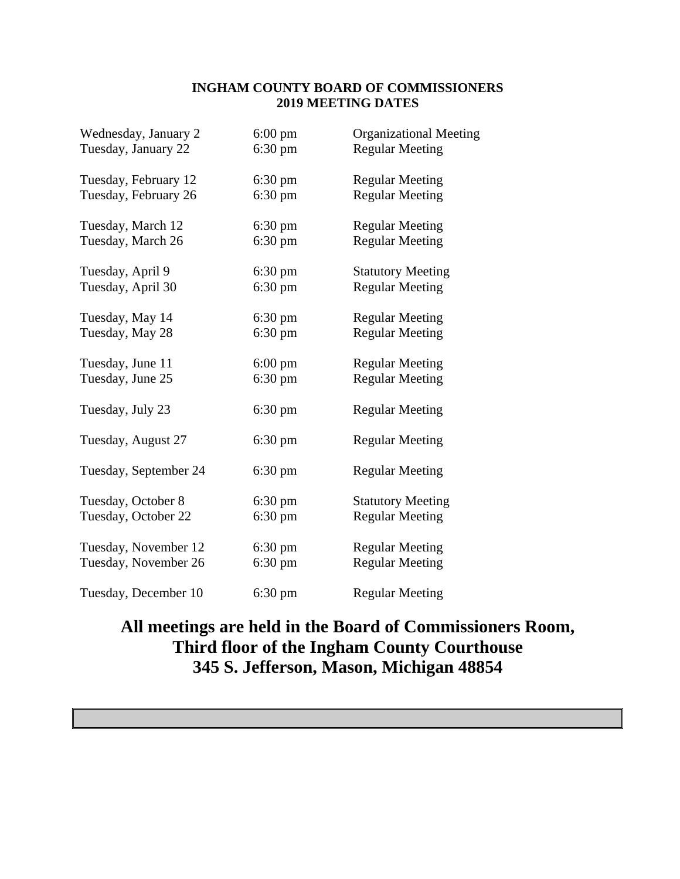# INGHAM COUNTY BOARD OF COMMISSIONERS
## 2019 MEETING DATES

| Date | Time | Meeting Type |
|---|---|---|
| Wednesday, January 2 | 6:00 pm | Organizational Meeting |
| Tuesday, January 22 | 6:30 pm | Regular Meeting |
| Tuesday, February 12 | 6:30 pm | Regular Meeting |
| Tuesday, February 26 | 6:30 pm | Regular Meeting |
| Tuesday, March 12 | 6:30 pm | Regular Meeting |
| Tuesday, March 26 | 6:30 pm | Regular Meeting |
| Tuesday, April 9 | 6:30 pm | Statutory Meeting |
| Tuesday, April 30 | 6:30 pm | Regular Meeting |
| Tuesday, May 14 | 6:30 pm | Regular Meeting |
| Tuesday, May 28 | 6:30 pm | Regular Meeting |
| Tuesday, June 11 | 6:00 pm | Regular Meeting |
| Tuesday, June 25 | 6:30 pm | Regular Meeting |
| Tuesday, July 23 | 6:30 pm | Regular Meeting |
| Tuesday, August 27 | 6:30 pm | Regular Meeting |
| Tuesday, September 24 | 6:30 pm | Regular Meeting |
| Tuesday, October 8 | 6:30 pm | Statutory Meeting |
| Tuesday, October 22 | 6:30 pm | Regular Meeting |
| Tuesday, November 12 | 6:30 pm | Regular Meeting |
| Tuesday, November 26 | 6:30 pm | Regular Meeting |
| Tuesday, December 10 | 6:30 pm | Regular Meeting |

**All meetings are held in the Board of Commissioners Room,**
**Third floor of the Ingham County Courthouse**
**345 S. Jefferson, Mason, Michigan 48854**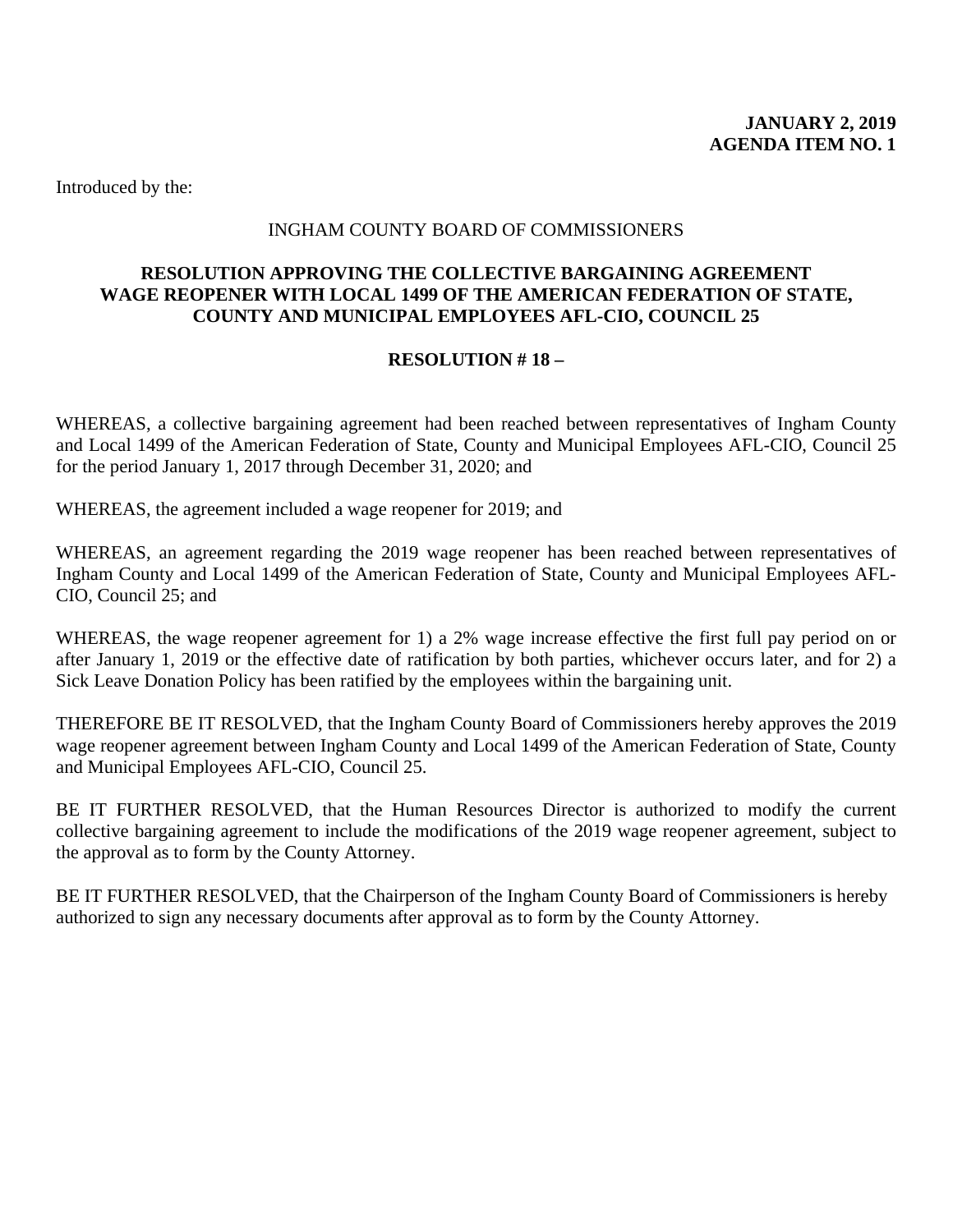**JANUARY 2, 2019**
**AGENDA ITEM NO. 1**

Introduced by the:

INGHAM COUNTY BOARD OF COMMISSIONERS

**RESOLUTION APPROVING THE COLLECTIVE BARGAINING AGREEMENT WAGE REOPENER WITH LOCAL 1499 OF THE AMERICAN FEDERATION OF STATE, COUNTY AND MUNICIPAL EMPLOYEES AFL-CIO, COUNCIL 25**

**RESOLUTION # 18 –**

WHEREAS, a collective bargaining agreement had been reached between representatives of Ingham County and Local 1499 of the American Federation of State, County and Municipal Employees AFL-CIO, Council 25 for the period January 1, 2017 through December 31, 2020; and

WHEREAS, the agreement included a wage reopener for 2019; and

WHEREAS, an agreement regarding the 2019 wage reopener has been reached between representatives of Ingham County and Local 1499 of the American Federation of State, County and Municipal Employees AFL-CIO, Council 25; and

WHEREAS, the wage reopener agreement for 1) a 2% wage increase effective the first full pay period on or after January 1, 2019 or the effective date of ratification by both parties, whichever occurs later, and for 2) a Sick Leave Donation Policy has been ratified by the employees within the bargaining unit.

THEREFORE BE IT RESOLVED, that the Ingham County Board of Commissioners hereby approves the 2019 wage reopener agreement between Ingham County and Local 1499 of the American Federation of State, County and Municipal Employees AFL-CIO, Council 25.

BE IT FURTHER RESOLVED, that the Human Resources Director is authorized to modify the current collective bargaining agreement to include the modifications of the 2019 wage reopener agreement, subject to the approval as to form by the County Attorney.

BE IT FURTHER RESOLVED, that the Chairperson of the Ingham County Board of Commissioners is hereby authorized to sign any necessary documents after approval as to form by the County Attorney.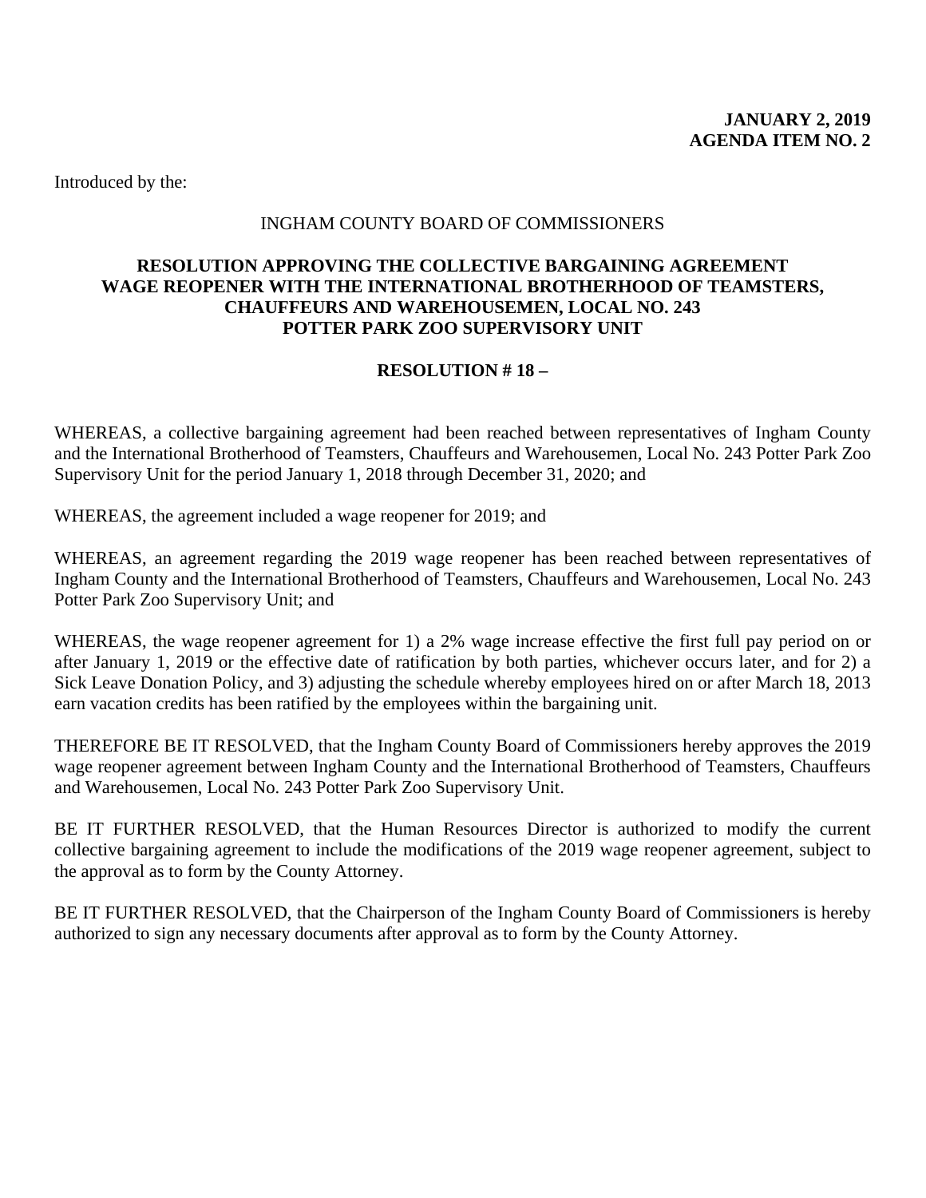**JANUARY 2, 2019**
**AGENDA ITEM NO. 2**

Introduced by the:

INGHAM COUNTY BOARD OF COMMISSIONERS

**RESOLUTION APPROVING THE COLLECTIVE BARGAINING AGREEMENT WAGE REOPENER WITH THE INTERNATIONAL BROTHERHOOD OF TEAMSTERS, CHAUFFEURS AND WAREHOUSEMEN, LOCAL NO. 243 POTTER PARK ZOO SUPERVISORY UNIT**

**RESOLUTION # 18 –**

WHEREAS, a collective bargaining agreement had been reached between representatives of Ingham County and the International Brotherhood of Teamsters, Chauffeurs and Warehousemen, Local No. 243 Potter Park Zoo Supervisory Unit for the period January 1, 2018 through December 31, 2020; and

WHEREAS, the agreement included a wage reopener for 2019; and

WHEREAS, an agreement regarding the 2019 wage reopener has been reached between representatives of Ingham County and the International Brotherhood of Teamsters, Chauffeurs and Warehousemen, Local No. 243 Potter Park Zoo Supervisory Unit; and

WHEREAS, the wage reopener agreement for 1) a 2% wage increase effective the first full pay period on or after January 1, 2019 or the effective date of ratification by both parties, whichever occurs later, and for 2) a Sick Leave Donation Policy, and 3) adjusting the schedule whereby employees hired on or after March 18, 2013 earn vacation credits has been ratified by the employees within the bargaining unit.

THEREFORE BE IT RESOLVED, that the Ingham County Board of Commissioners hereby approves the 2019 wage reopener agreement between Ingham County and the International Brotherhood of Teamsters, Chauffeurs and Warehousemen, Local No. 243 Potter Park Zoo Supervisory Unit.

BE IT FURTHER RESOLVED, that the Human Resources Director is authorized to modify the current collective bargaining agreement to include the modifications of the 2019 wage reopener agreement, subject to the approval as to form by the County Attorney.

BE IT FURTHER RESOLVED, that the Chairperson of the Ingham County Board of Commissioners is hereby authorized to sign any necessary documents after approval as to form by the County Attorney.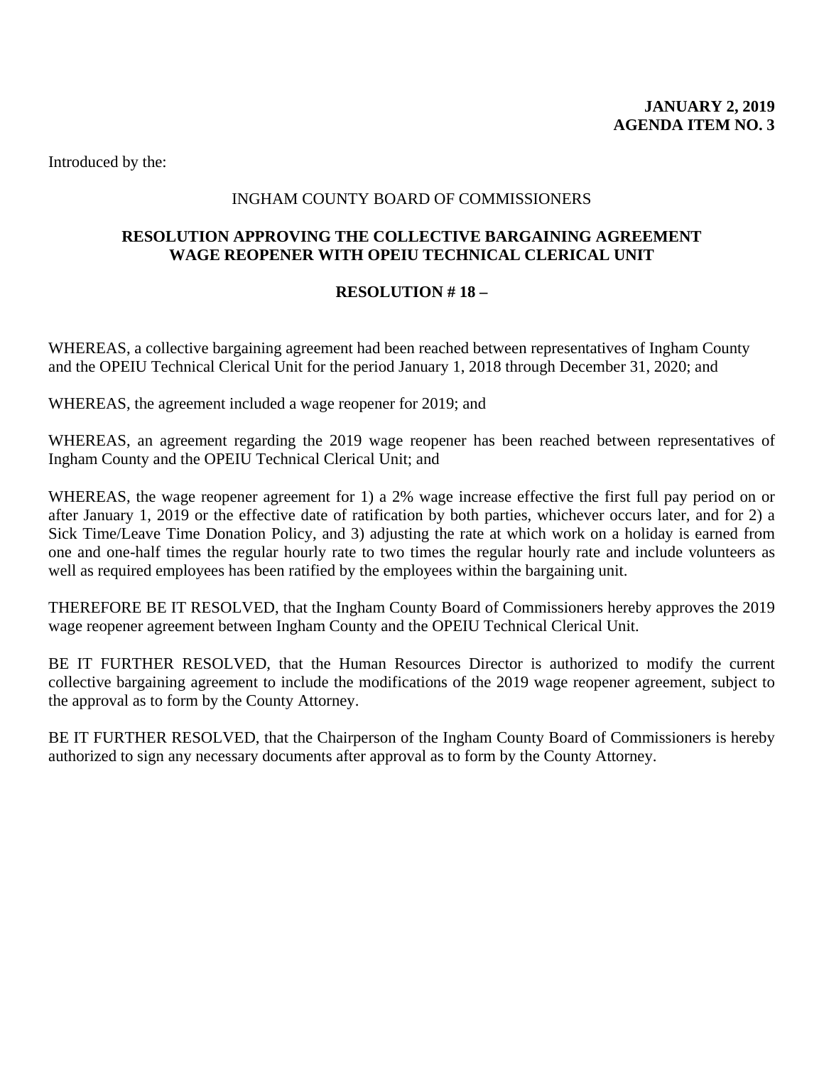**JANUARY 2, 2019**
**AGENDA ITEM NO. 3**

Introduced by the:

INGHAM COUNTY BOARD OF COMMISSIONERS

**RESOLUTION APPROVING THE COLLECTIVE BARGAINING AGREEMENT WAGE REOPENER WITH OPEIU TECHNICAL CLERICAL UNIT**

**RESOLUTION # 18 –**

WHEREAS, a collective bargaining agreement had been reached between representatives of Ingham County and the OPEIU Technical Clerical Unit for the period January 1, 2018 through December 31, 2020; and

WHEREAS, the agreement included a wage reopener for 2019; and

WHEREAS, an agreement regarding the 2019 wage reopener has been reached between representatives of Ingham County and the OPEIU Technical Clerical Unit; and

WHEREAS, the wage reopener agreement for 1) a 2% wage increase effective the first full pay period on or after January 1, 2019 or the effective date of ratification by both parties, whichever occurs later, and for 2) a Sick Time/Leave Time Donation Policy, and 3) adjusting the rate at which work on a holiday is earned from one and one-half times the regular hourly rate to two times the regular hourly rate and include volunteers as well as required employees has been ratified by the employees within the bargaining unit.

THEREFORE BE IT RESOLVED, that the Ingham County Board of Commissioners hereby approves the 2019 wage reopener agreement between Ingham County and the OPEIU Technical Clerical Unit.

BE IT FURTHER RESOLVED, that the Human Resources Director is authorized to modify the current collective bargaining agreement to include the modifications of the 2019 wage reopener agreement, subject to the approval as to form by the County Attorney.

BE IT FURTHER RESOLVED, that the Chairperson of the Ingham County Board of Commissioners is hereby authorized to sign any necessary documents after approval as to form by the County Attorney.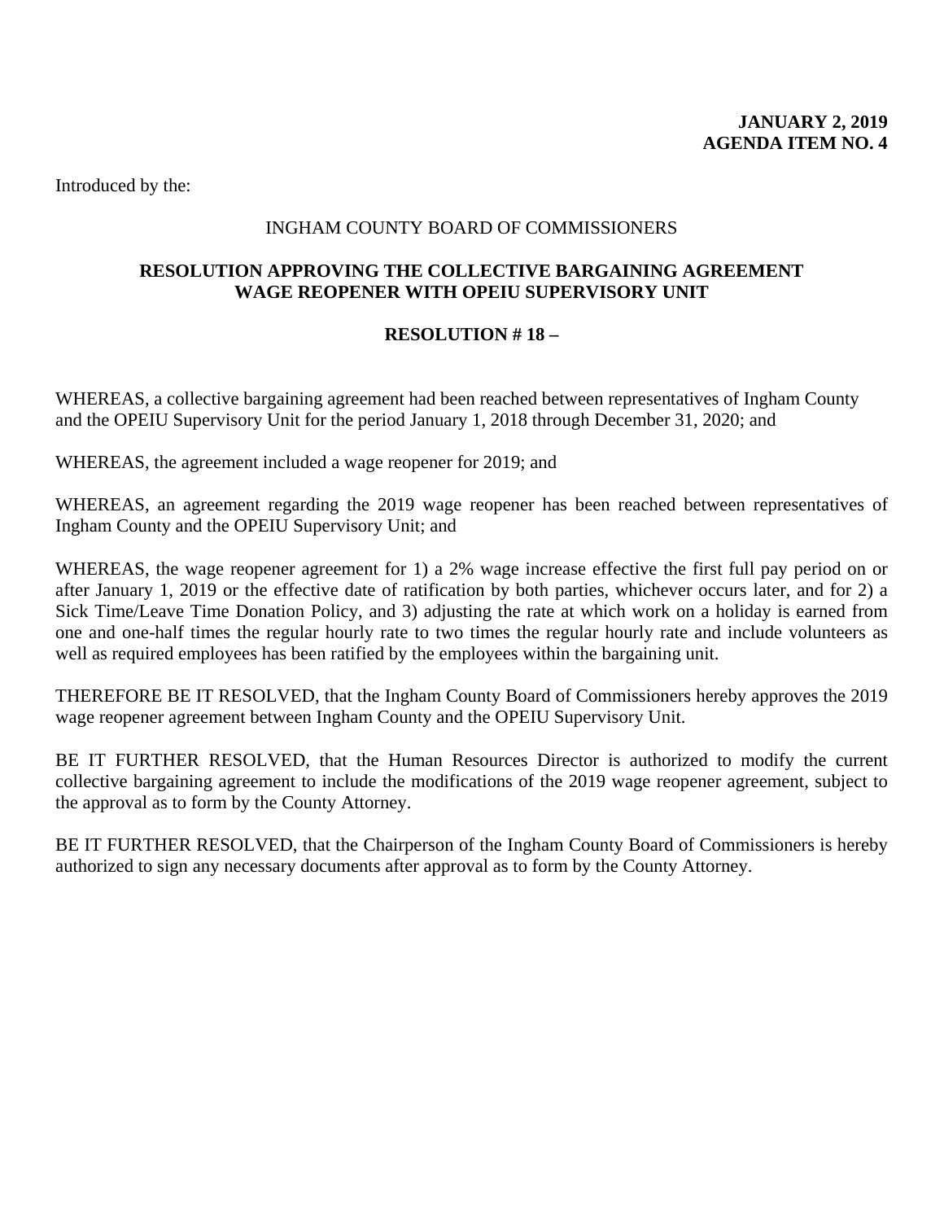**JANUARY 2, 2019**
**AGENDA ITEM NO. 4**

Introduced by the:

INGHAM COUNTY BOARD OF COMMISSIONERS

**RESOLUTION APPROVING THE COLLECTIVE BARGAINING AGREEMENT WAGE REOPENER WITH OPEIU SUPERVISORY UNIT**

**RESOLUTION # 18 –**

WHEREAS, a collective bargaining agreement had been reached between representatives of Ingham County and the OPEIU Supervisory Unit for the period January 1, 2018 through December 31, 2020; and

WHEREAS, the agreement included a wage reopener for 2019; and

WHEREAS, an agreement regarding the 2019 wage reopener has been reached between representatives of Ingham County and the OPEIU Supervisory Unit; and

WHEREAS, the wage reopener agreement for 1) a 2% wage increase effective the first full pay period on or after January 1, 2019 or the effective date of ratification by both parties, whichever occurs later, and for 2) a Sick Time/Leave Time Donation Policy, and 3) adjusting the rate at which work on a holiday is earned from one and one-half times the regular hourly rate to two times the regular hourly rate and include volunteers as well as required employees has been ratified by the employees within the bargaining unit.

THEREFORE BE IT RESOLVED, that the Ingham County Board of Commissioners hereby approves the 2019 wage reopener agreement between Ingham County and the OPEIU Supervisory Unit.

BE IT FURTHER RESOLVED, that the Human Resources Director is authorized to modify the current collective bargaining agreement to include the modifications of the 2019 wage reopener agreement, subject to the approval as to form by the County Attorney.

BE IT FURTHER RESOLVED, that the Chairperson of the Ingham County Board of Commissioners is hereby authorized to sign any necessary documents after approval as to form by the County Attorney.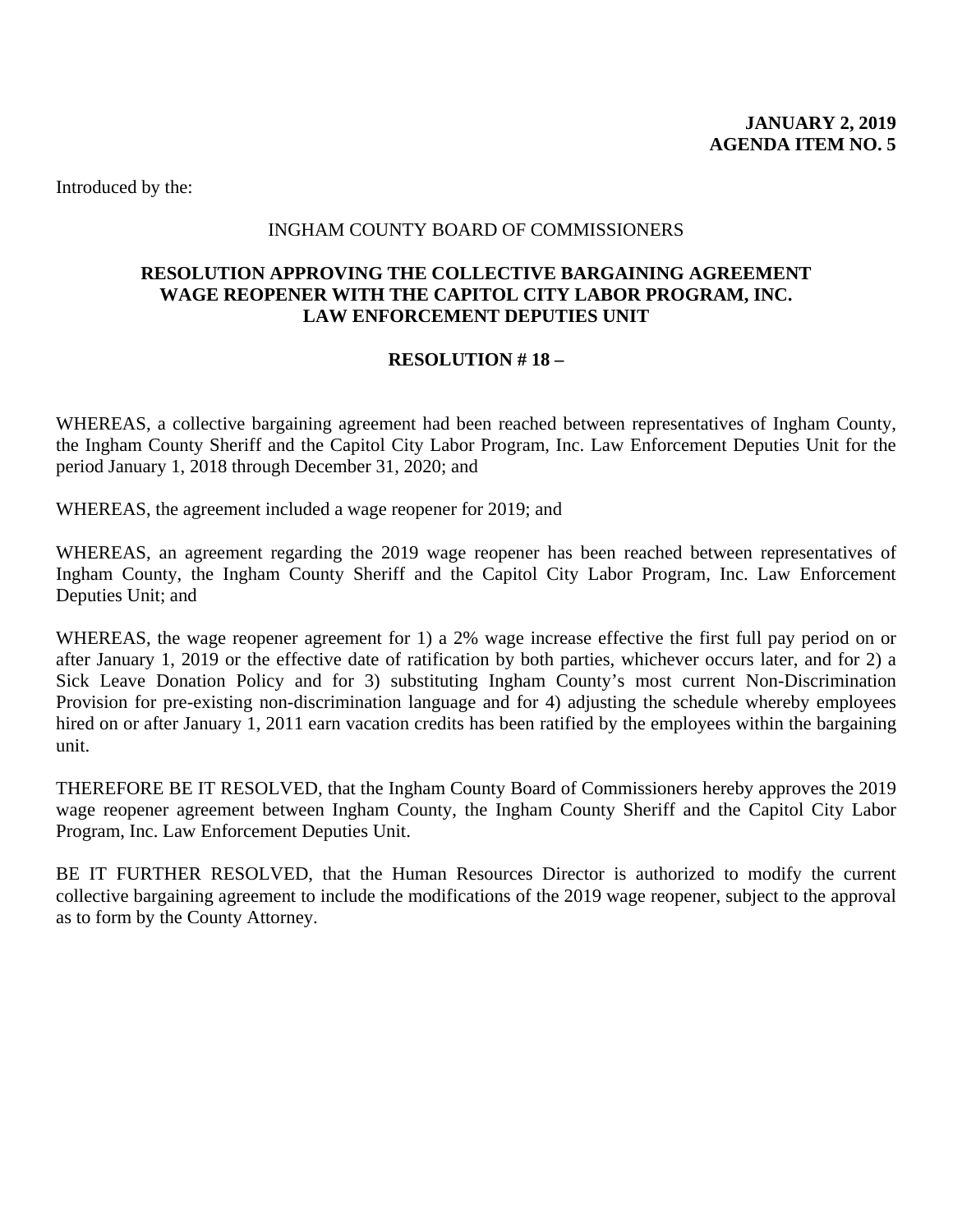**JANUARY 2, 2019**
**AGENDA ITEM NO. 5**

Introduced by the:

INGHAM COUNTY BOARD OF COMMISSIONERS

**RESOLUTION APPROVING THE COLLECTIVE BARGAINING AGREEMENT WAGE REOPENER WITH THE CAPITOL CITY LABOR PROGRAM, INC. LAW ENFORCEMENT DEPUTIES UNIT**

**RESOLUTION # 18 –**

WHEREAS, a collective bargaining agreement had been reached between representatives of Ingham County, the Ingham County Sheriff and the Capitol City Labor Program, Inc. Law Enforcement Deputies Unit for the period January 1, 2018 through December 31, 2020; and

WHEREAS, the agreement included a wage reopener for 2019; and

WHEREAS, an agreement regarding the 2019 wage reopener has been reached between representatives of Ingham County, the Ingham County Sheriff and the Capitol City Labor Program, Inc. Law Enforcement Deputies Unit; and

WHEREAS, the wage reopener agreement for 1) a 2% wage increase effective the first full pay period on or after January 1, 2019 or the effective date of ratification by both parties, whichever occurs later, and for 2) a Sick Leave Donation Policy and for 3) substituting Ingham County's most current Non-Discrimination Provision for pre-existing non-discrimination language and for 4) adjusting the schedule whereby employees hired on or after January 1, 2011 earn vacation credits has been ratified by the employees within the bargaining unit.

THEREFORE BE IT RESOLVED, that the Ingham County Board of Commissioners hereby approves the 2019 wage reopener agreement between Ingham County, the Ingham County Sheriff and the Capitol City Labor Program, Inc. Law Enforcement Deputies Unit.

BE IT FURTHER RESOLVED, that the Human Resources Director is authorized to modify the current collective bargaining agreement to include the modifications of the 2019 wage reopener, subject to the approval as to form by the County Attorney.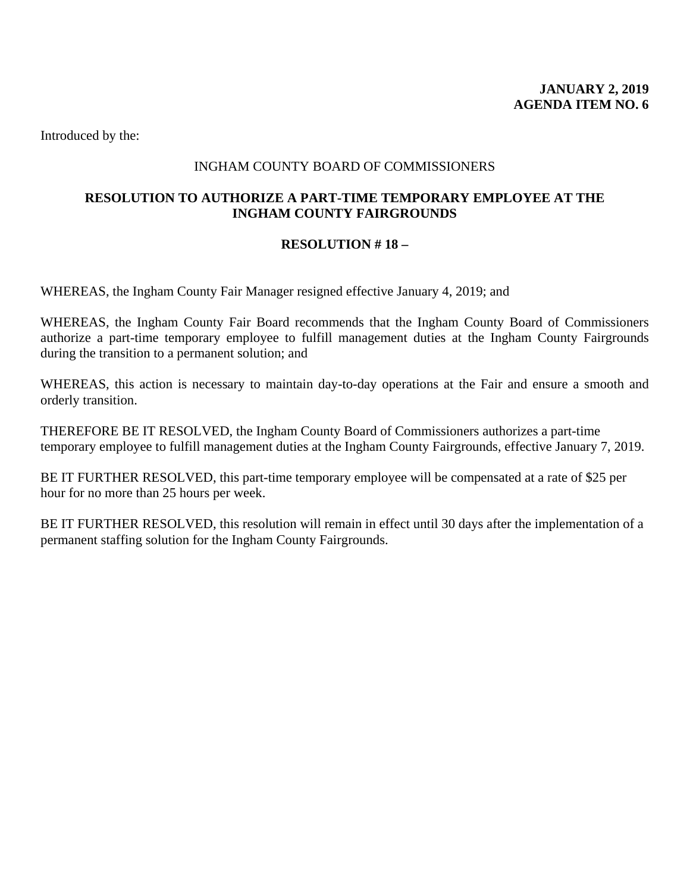**JANUARY 2, 2019**
**AGENDA ITEM NO. 6**

Introduced by the:

INGHAM COUNTY BOARD OF COMMISSIONERS

**RESOLUTION TO AUTHORIZE A PART-TIME TEMPORARY EMPLOYEE AT THE INGHAM COUNTY FAIRGROUNDS**

**RESOLUTION # 18 –**

WHEREAS, the Ingham County Fair Manager resigned effective January 4, 2019; and

WHEREAS, the Ingham County Fair Board recommends that the Ingham County Board of Commissioners authorize a part-time temporary employee to fulfill management duties at the Ingham County Fairgrounds during the transition to a permanent solution; and

WHEREAS, this action is necessary to maintain day-to-day operations at the Fair and ensure a smooth and orderly transition.

THEREFORE BE IT RESOLVED, the Ingham County Board of Commissioners authorizes a part-time temporary employee to fulfill management duties at the Ingham County Fairgrounds, effective January 7, 2019.

BE IT FURTHER RESOLVED, this part-time temporary employee will be compensated at a rate of $25 per hour for no more than 25 hours per week.

BE IT FURTHER RESOLVED, this resolution will remain in effect until 30 days after the implementation of a permanent staffing solution for the Ingham County Fairgrounds.